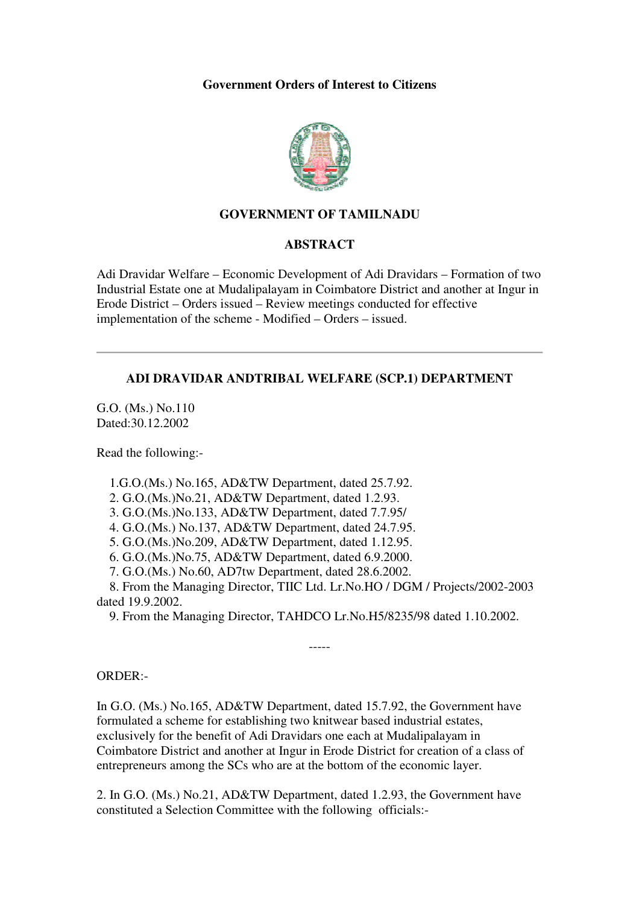**Government Orders of Interest to Citizens**

**GOVERNMENT OF TAMILNADU**

**ABSTRACT**

Adi Dravidar Welfare – Economic Development of Adi Dravidars – Formation of two Industrial Estate one at Mudalipalayam in Coimbatore District and another at Ingur in Erode District – Orders issued – Review meetings conducted for effective implementation of the scheme - Modified – Orders – issued.

---

**ADI DRAVIDAR ANDTRIBAL WELFARE (SCP.1) DEPARTMENT**

G.O. (Ms.) No.110
Dated:30.12.2002

Read the following:-

1. G.O.(Ms.) No.165, AD&TW Department, dated 25.7.92.
2. G.O.(Ms.)No.21, AD&TW Department, dated 1.2.93.
3. G.O.(Ms.)No.133, AD&TW Department, dated 7.7.95/
4. G.O.(Ms.) No.137, AD&TW Department, dated 24.7.95.
5. G.O.(Ms.)No.209, AD&TW Department, dated 1.12.95.
6. G.O.(Ms.)No.75, AD&TW Department, dated 6.9.2000.
7. G.O.(Ms.) No.60, AD7tw Department, dated 28.6.2002.
8. From the Managing Director, TIIC Ltd. Lr.No.HO / DGM / Projects/2002-2003 dated 19.9.2002.
9. From the Managing Director, TAHDCO Lr.No.H5/8235/98 dated 1.10.2002.

-----

ORDER:-

In G.O. (Ms.) No.165, AD&TW Department, dated 15.7.92, the Government have formulated a scheme for establishing two knitwear based industrial estates, exclusively for the benefit of Adi Dravidars one each at Mudalipalayam in Coimbatore District and another at Ingur in Erode District for creation of a class of entrepreneurs among the SCs who are at the bottom of the economic layer.

2. In G.O. (Ms.) No.21, AD&TW Department, dated 1.2.93, the Government have constituted a Selection Committee with the following officials:-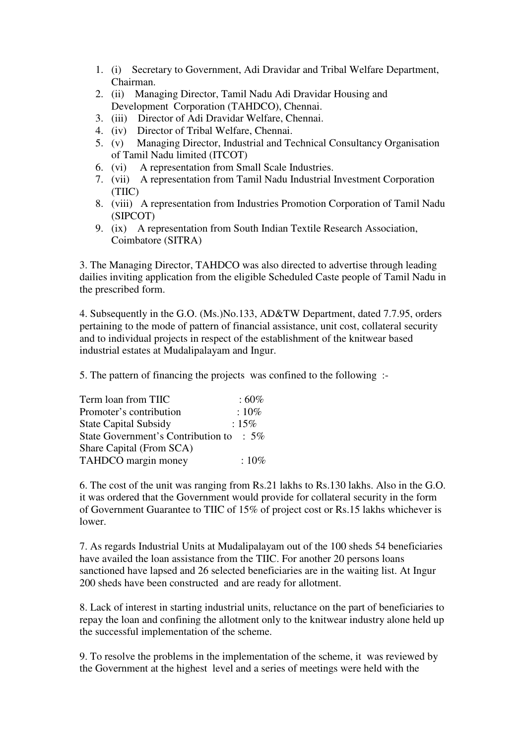1. (i) Secretary to Government, Adi Dravidar and Tribal Welfare Department, Chairman.
2. (ii) Managing Director, Tamil Nadu Adi Dravidar Housing and Development Corporation (TAHDCO), Chennai.
3. (iii) Director of Adi Dravidar Welfare, Chennai.
4. (iv) Director of Tribal Welfare, Chennai.
5. (v) Managing Director, Industrial and Technical Consultancy Organisation of Tamil Nadu limited (ITCOT)
6. (vi) A representation from Small Scale Industries.
7. (vii) A representation from Tamil Nadu Industrial Investment Corporation (TIIC)
8. (viii) A representation from Industries Promotion Corporation of Tamil Nadu (SIPCOT)
9. (ix) A representation from South Indian Textile Research Association, Coimbatore (SITRA)

3. The Managing Director, TAHDCO was also directed to advertise through leading dailies inviting application from the eligible Scheduled Caste people of Tamil Nadu in the prescribed form.

4. Subsequently in the G.O. (Ms.)No.133, AD&TW Department, dated 7.7.95, orders pertaining to the mode of pattern of financial assistance, unit cost, collateral security and to individual projects in respect of the establishment of the knitwear based industrial estates at Mudalipalayam and Ingur.

5. The pattern of financing the projects was confined to the following :-

| | |
|---|---|
| Term loan from TIIC | : 60% |
| Promoter's contribution | : 10% |
| State Capital Subsidy | : 15% |
| State Government's Contribution to Share Capital (From SCA) | : 5% |
| TAHDCO margin money | : 10% |

6. The cost of the unit was ranging from Rs.21 lakhs to Rs.130 lakhs. Also in the G.O. it was ordered that the Government would provide for collateral security in the form of Government Guarantee to TIIC of 15% of project cost or Rs.15 lakhs whichever is lower.

7. As regards Industrial Units at Mudalipalayam out of the 100 sheds 54 beneficiaries have availed the loan assistance from the TIIC. For another 20 persons loans sanctioned have lapsed and 26 selected beneficiaries are in the waiting list. At Ingur 200 sheds have been constructed and are ready for allotment.

8. Lack of interest in starting industrial units, reluctance on the part of beneficiaries to repay the loan and confining the allotment only to the knitwear industry alone held up the successful implementation of the scheme.

9. To resolve the problems in the implementation of the scheme, it was reviewed by the Government at the highest level and a series of meetings were held with the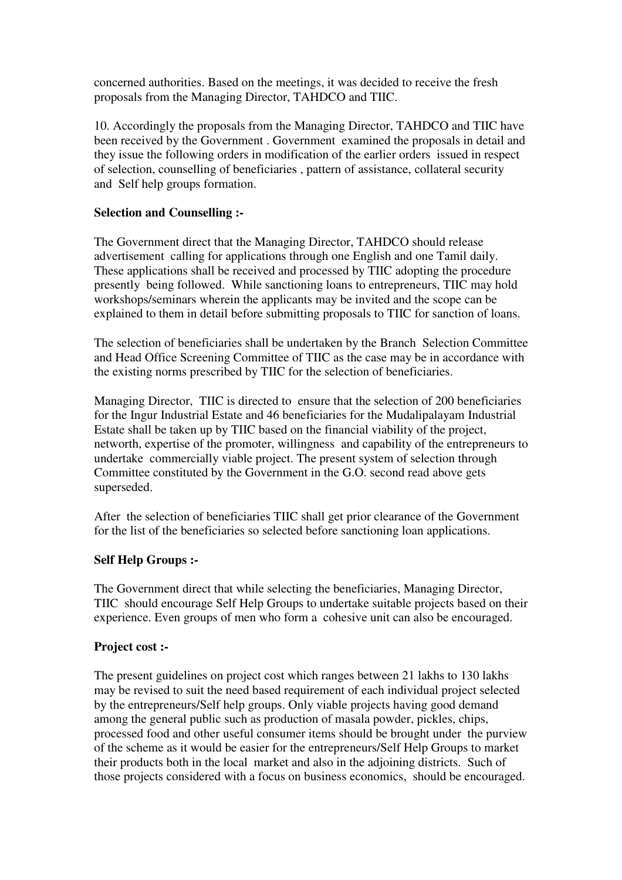concerned authorities. Based on the meetings, it was decided to receive the fresh proposals from the Managing Director, TAHDCO and TIIC.

10. Accordingly the proposals from the Managing Director, TAHDCO and TIIC have been received by the Government . Government examined the proposals in detail and they issue the following orders in modification of the earlier orders issued in respect of selection, counselling of beneficiaries , pattern of assistance, collateral security and Self help groups formation.

**Selection and Counselling :-**

The Government direct that the Managing Director, TAHDCO should release advertisement calling for applications through one English and one Tamil daily. These applications shall be received and processed by TIIC adopting the procedure presently being followed. While sanctioning loans to entrepreneurs, TIIC may hold workshops/seminars wherein the applicants may be invited and the scope can be explained to them in detail before submitting proposals to TIIC for sanction of loans.

The selection of beneficiaries shall be undertaken by the Branch Selection Committee and Head Office Screening Committee of TIIC as the case may be in accordance with the existing norms prescribed by TIIC for the selection of beneficiaries.

Managing Director, TIIC is directed to ensure that the selection of 200 beneficiaries for the Ingur Industrial Estate and 46 beneficiaries for the Mudalipalayam Industrial Estate shall be taken up by TIIC based on the financial viability of the project, networth, expertise of the promoter, willingness and capability of the entrepreneurs to undertake commercially viable project. The present system of selection through Committee constituted by the Government in the G.O. second read above gets superseded.

After the selection of beneficiaries TIIC shall get prior clearance of the Government for the list of the beneficiaries so selected before sanctioning loan applications.

**Self Help Groups :-**

The Government direct that while selecting the beneficiaries, Managing Director, TIIC should encourage Self Help Groups to undertake suitable projects based on their experience. Even groups of men who form a cohesive unit can also be encouraged.

**Project cost :-**

The present guidelines on project cost which ranges between 21 lakhs to 130 lakhs may be revised to suit the need based requirement of each individual project selected by the entrepreneurs/Self help groups. Only viable projects having good demand among the general public such as production of masala powder, pickles, chips, processed food and other useful consumer items should be brought under the purview of the scheme as it would be easier for the entrepreneurs/Self Help Groups to market their products both in the local market and also in the adjoining districts. Such of those projects considered with a focus on business economics, should be encouraged.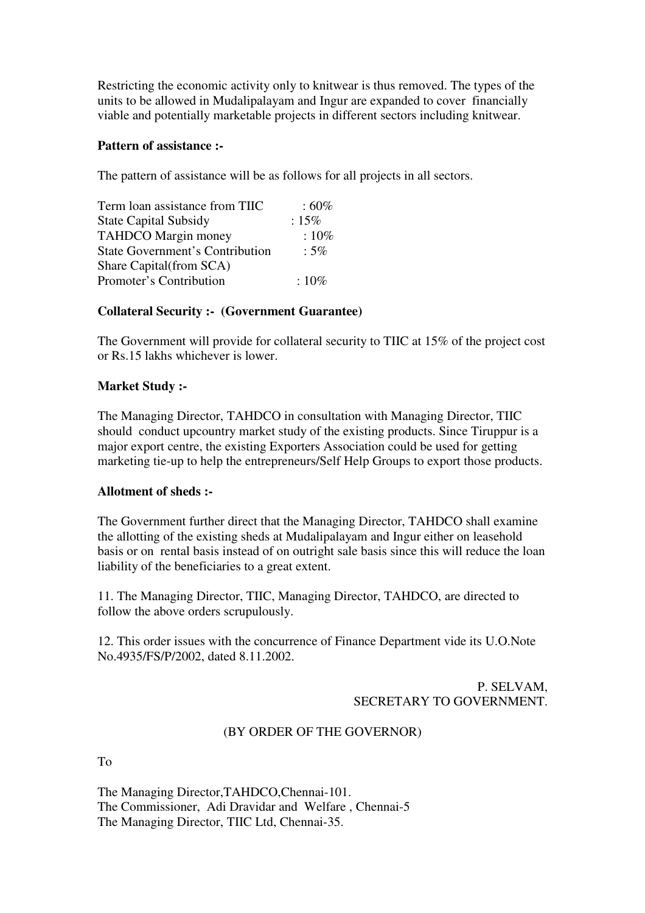Restricting the economic activity only to knitwear is thus removed. The types of the units to be allowed in Mudalipalayam and Ingur are expanded to cover financially viable and potentially marketable projects in different sectors including knitwear.

**Pattern of assistance :-**

The pattern of assistance will be as follows for all projects in all sectors.

| | |
|---|---|
| Term loan assistance from TIIC | : 60% |
| State Capital Subsidy | : 15% |
| TAHDCO Margin money | : 10% |
| State Government's Contribution Share Capital(from SCA) | : 5% |
| Promoter's Contribution | : 10% |

**Collateral Security :- (Government Guarantee)**

The Government will provide for collateral security to TIIC at 15% of the project cost or Rs.15 lakhs whichever is lower.

**Market Study :-**

The Managing Director, TAHDCO in consultation with Managing Director, TIIC should conduct upcountry market study of the existing products. Since Tiruppur is a major export centre, the existing Exporters Association could be used for getting marketing tie-up to help the entrepreneurs/Self Help Groups to export those products.

**Allotment of sheds :-**

The Government further direct that the Managing Director, TAHDCO shall examine the allotting of the existing sheds at Mudalipalayam and Ingur either on leasehold basis or on rental basis instead of on outright sale basis since this will reduce the loan liability of the beneficiaries to a great extent.

11. The Managing Director, TIIC, Managing Director, TAHDCO, are directed to follow the above orders scrupulously.

12. This order issues with the concurrence of Finance Department vide its U.O.Note No.4935/FS/P/2002, dated 8.11.2002.

P. SELVAM,
SECRETARY TO GOVERNMENT.

(BY ORDER OF THE GOVERNOR)

To

The Managing Director,TAHDCO,Chennai-101.
The Commissioner, Adi Dravidar and Welfare , Chennai-5
The Managing Director, TIIC Ltd, Chennai-35.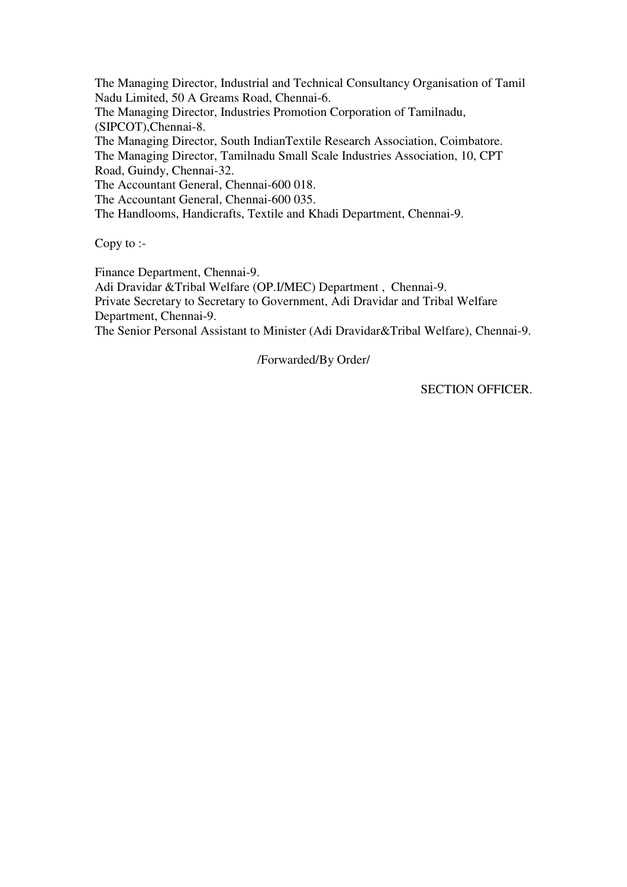The Managing Director, Industrial and Technical Consultancy Organisation of Tamil Nadu Limited, 50 A Greams Road, Chennai-6.
The Managing Director, Industries Promotion Corporation of Tamilnadu, (SIPCOT),Chennai-8.
The Managing Director, South IndianTextile Research Association, Coimbatore.
The Managing Director, Tamilnadu Small Scale Industries Association, 10, CPT Road, Guindy, Chennai-32.
The Accountant General, Chennai-600 018.
The Accountant General, Chennai-600 035.
The Handlooms, Handicrafts, Textile and Khadi Department, Chennai-9.

Copy to :-

Finance Department, Chennai-9.
Adi Dravidar &Tribal Welfare (OP.I/MEC) Department , Chennai-9.
Private Secretary to Secretary to Government, Adi Dravidar and Tribal Welfare Department, Chennai-9.
The Senior Personal Assistant to Minister (Adi Dravidar&Tribal Welfare), Chennai-9.

/Forwarded/By Order/

SECTION OFFICER.